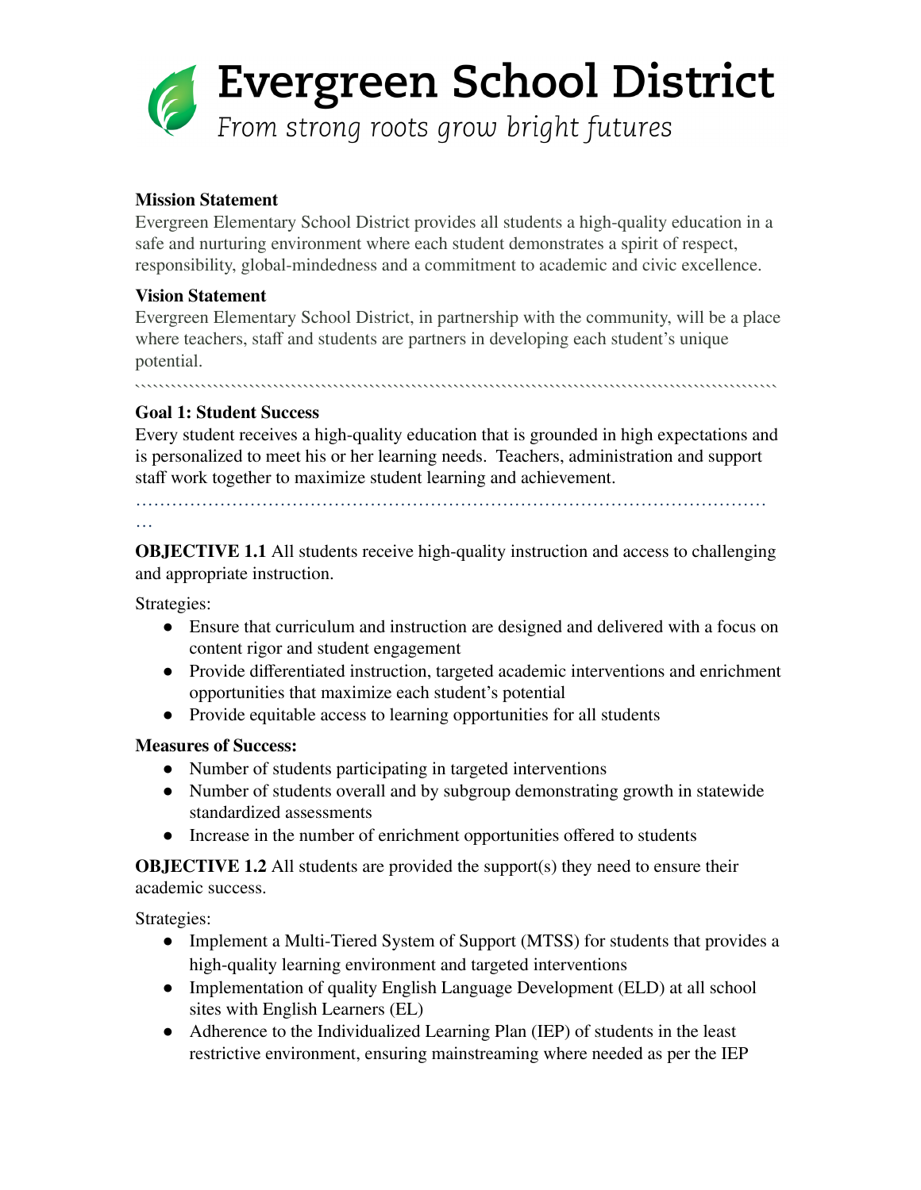# Evergreen School District

*From strong roots grow bright futures*

**Mission Statement**

Evergreen Elementary School District provides all students a high-quality education in a safe and nurturing environment where each student demonstrates a spirit of respect, responsibility, global-mindedness and a commitment to academic and civic excellence.

**Vision Statement**

Evergreen Elementary School District, in partnership with the community, will be a place where teachers, staff and students are partners in developing each student's unique potential.

---

**Goal 1: Student Success**

Every student receives a high-quality education that is grounded in high expectations and is personalized to meet his or her learning needs. Teachers, administration and support staff work together to maximize student learning and achievement.

---

**OBJECTIVE 1.1** All students receive high-quality instruction and access to challenging and appropriate instruction.

Strategies:

- Ensure that curriculum and instruction are designed and delivered with a focus on content rigor and student engagement
- Provide differentiated instruction, targeted academic interventions and enrichment opportunities that maximize each student's potential
- Provide equitable access to learning opportunities for all students

**Measures of Success:**

- Number of students participating in targeted interventions
- Number of students overall and by subgroup demonstrating growth in statewide standardized assessments
- Increase in the number of enrichment opportunities offered to students

**OBJECTIVE 1.2** All students are provided the support(s) they need to ensure their academic success.

Strategies:

- Implement a Multi-Tiered System of Support (MTSS) for students that provides a high-quality learning environment and targeted interventions
- Implementation of quality English Language Development (ELD) at all school sites with English Learners (EL)
- Adherence to the Individualized Learning Plan (IEP) of students in the least restrictive environment, ensuring mainstreaming where needed as per the IEP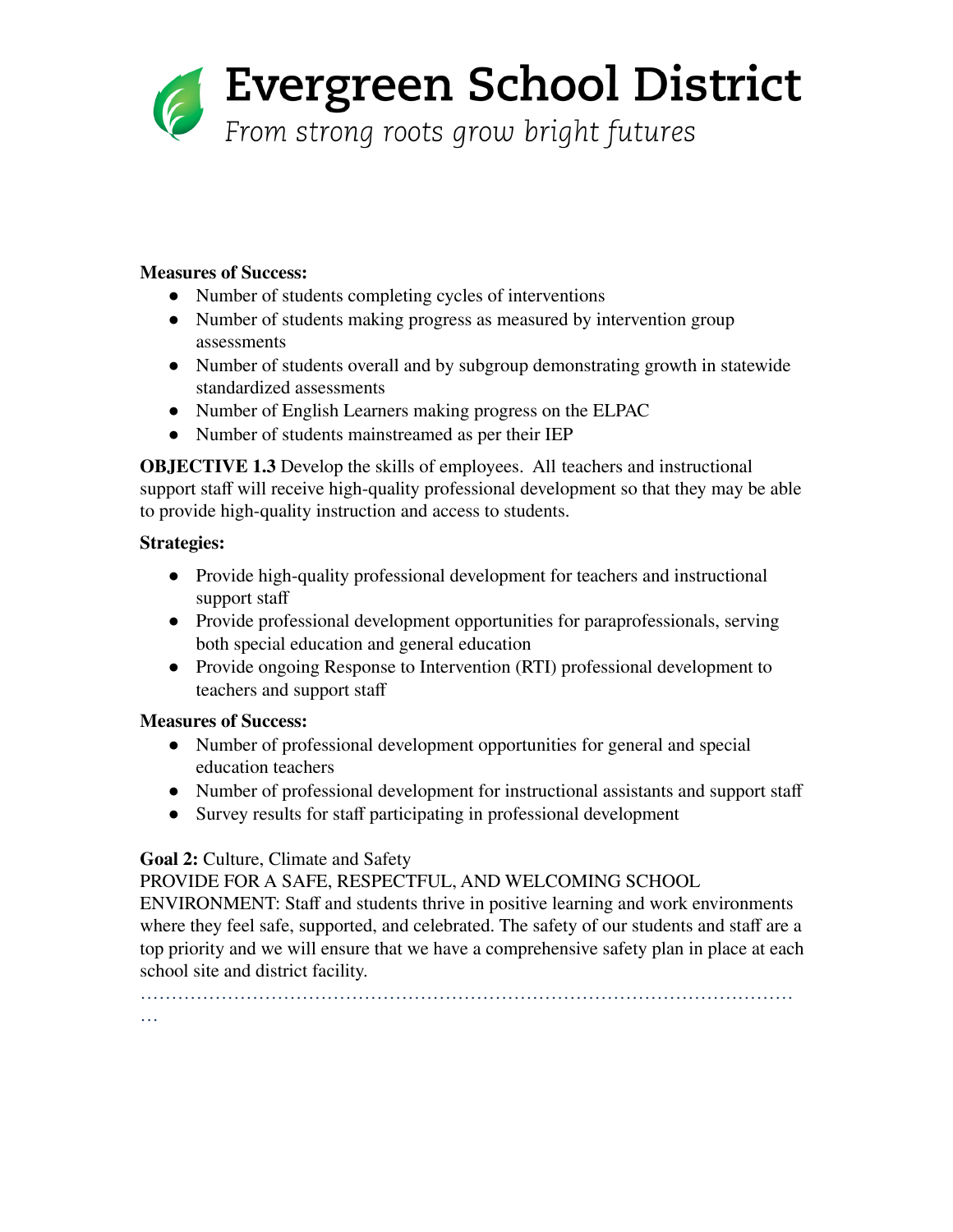**Measures of Success:**

- Number of students completing cycles of interventions
- Number of students making progress as measured by intervention group assessments
- Number of students overall and by subgroup demonstrating growth in statewide standardized assessments
- Number of English Learners making progress on the ELPAC
- Number of students mainstreamed as per their IEP

**OBJECTIVE 1.3** Develop the skills of employees. All teachers and instructional support staff will receive high-quality professional development so that they may be able to provide high-quality instruction and access to students.

**Strategies:**

- Provide high-quality professional development for teachers and instructional support staff
- Provide professional development opportunities for paraprofessionals, serving both special education and general education
- Provide ongoing Response to Intervention (RTI) professional development to teachers and support staff

**Measures of Success:**

- Number of professional development opportunities for general and special education teachers
- Number of professional development for instructional assistants and support staff
- Survey results for staff participating in professional development

**Goal 2:** Culture, Climate and Safety

PROVIDE FOR A SAFE, RESPECTFUL, AND WELCOMING SCHOOL ENVIRONMENT: Staff and students thrive in positive learning and work environments where they feel safe, supported, and celebrated. The safety of our students and staff are a top priority and we will ensure that we have a comprehensive safety plan in place at each school site and district facility.

…………………………………………………………………………………………………
…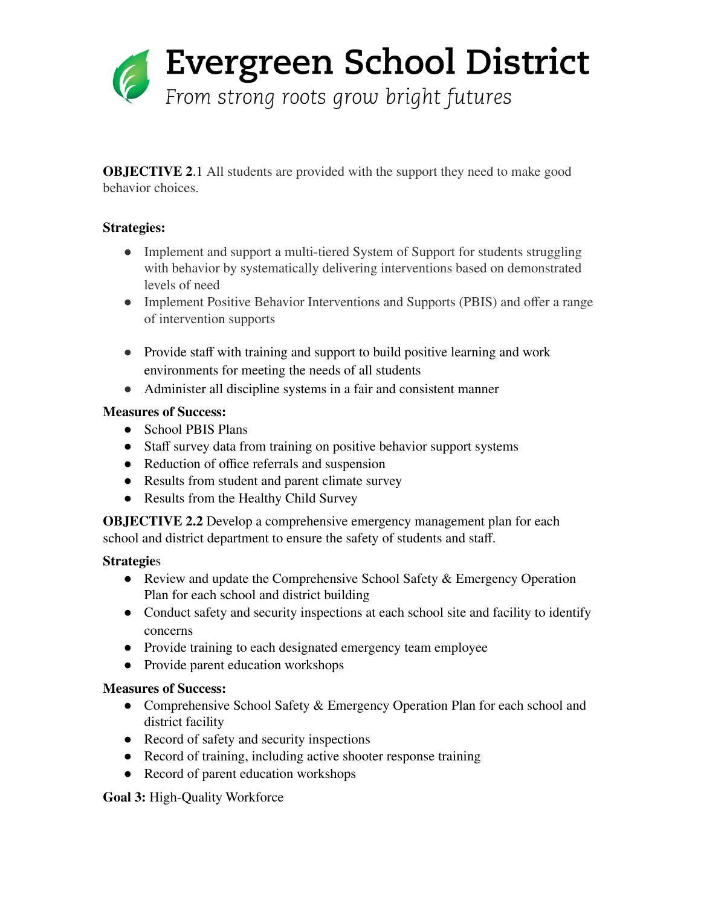# Evergreen School District

*From strong roots grow bright futures*

**OBJECTIVE 2**.1 All students are provided with the support they need to make good behavior choices.

**Strategies:**

- Implement and support a multi-tiered System of Support for students struggling with behavior by systematically delivering interventions based on demonstrated levels of need
- Implement Positive Behavior Interventions and Supports (PBIS) and offer a range of intervention supports
- Provide staff with training and support to build positive learning and work environments for meeting the needs of all students
- Administer all discipline systems in a fair and consistent manner

**Measures of Success:**

- School PBIS Plans
- Staff survey data from training on positive behavior support systems
- Reduction of office referrals and suspension
- Results from student and parent climate survey
- Results from the Healthy Child Survey

**OBJECTIVE 2.2** Develop a comprehensive emergency management plan for each school and district department to ensure the safety of students and staff.

**Strategie**s

- Review and update the Comprehensive School Safety & Emergency Operation Plan for each school and district building
- Conduct safety and security inspections at each school site and facility to identify concerns
- Provide training to each designated emergency team employee
- Provide parent education workshops

**Measures of Success:**

- Comprehensive School Safety & Emergency Operation Plan for each school and district facility
- Record of safety and security inspections
- Record of training, including active shooter response training
- Record of parent education workshops

**Goal 3:** High-Quality Workforce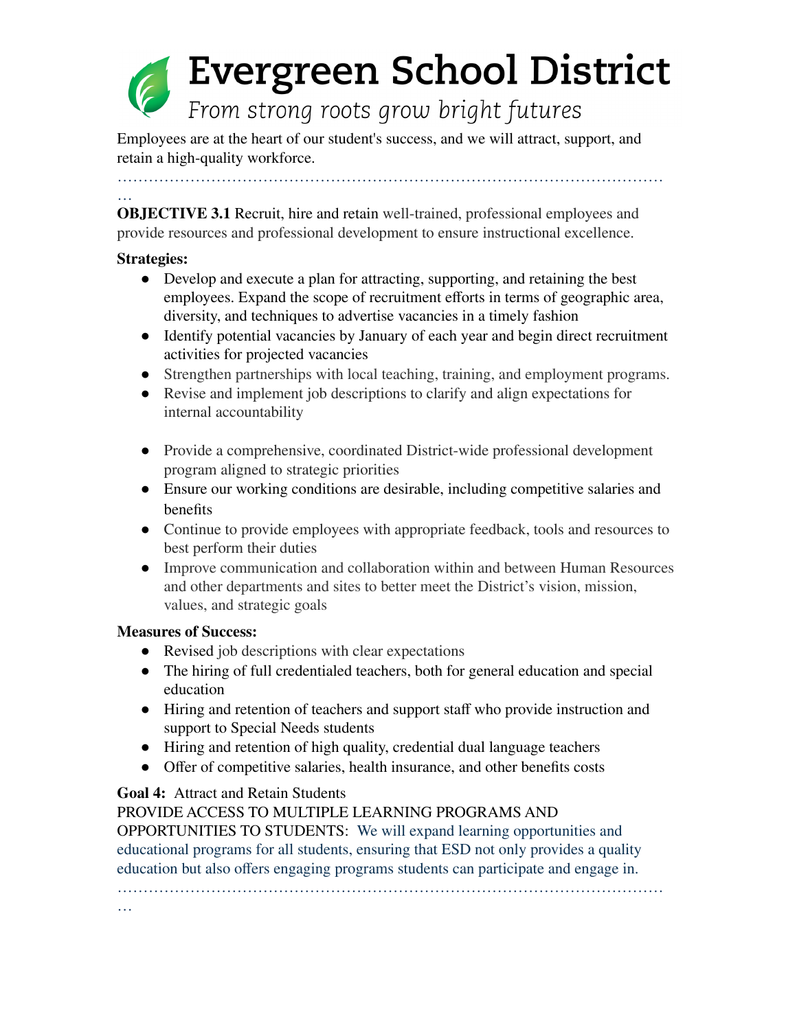# Evergreen School District

*From strong roots grow bright futures*

Employees are at the heart of our student's success, and we will attract, support, and retain a high-quality workforce.

…………………………………………………………………………………………………………

**OBJECTIVE 3.1** Recruit, hire and retain well-trained, professional employees and provide resources and professional development to ensure instructional excellence.

**Strategies:**

- Develop and execute a plan for attracting, supporting, and retaining the best employees. Expand the scope of recruitment efforts in terms of geographic area, diversity, and techniques to advertise vacancies in a timely fashion
- Identify potential vacancies by January of each year and begin direct recruitment activities for projected vacancies
- Strengthen partnerships with local teaching, training, and employment programs.
- Revise and implement job descriptions to clarify and align expectations for internal accountability
- Provide a comprehensive, coordinated District-wide professional development program aligned to strategic priorities
- Ensure our working conditions are desirable, including competitive salaries and benefits
- Continue to provide employees with appropriate feedback, tools and resources to best perform their duties
- Improve communication and collaboration within and between Human Resources and other departments and sites to better meet the District's vision, mission, values, and strategic goals

**Measures of Success:**

- Revised job descriptions with clear expectations
- The hiring of full credentialed teachers, both for general education and special education
- Hiring and retention of teachers and support staff who provide instruction and support to Special Needs students
- Hiring and retention of high quality, credential dual language teachers
- Offer of competitive salaries, health insurance, and other benefits costs

**Goal 4:** Attract and Retain Students

PROVIDE ACCESS TO MULTIPLE LEARNING PROGRAMS AND OPPORTUNITIES TO STUDENTS: We will expand learning opportunities and educational programs for all students, ensuring that ESD not only provides a quality education but also offers engaging programs students can participate and engage in.

…………………………………………………………………………………………………………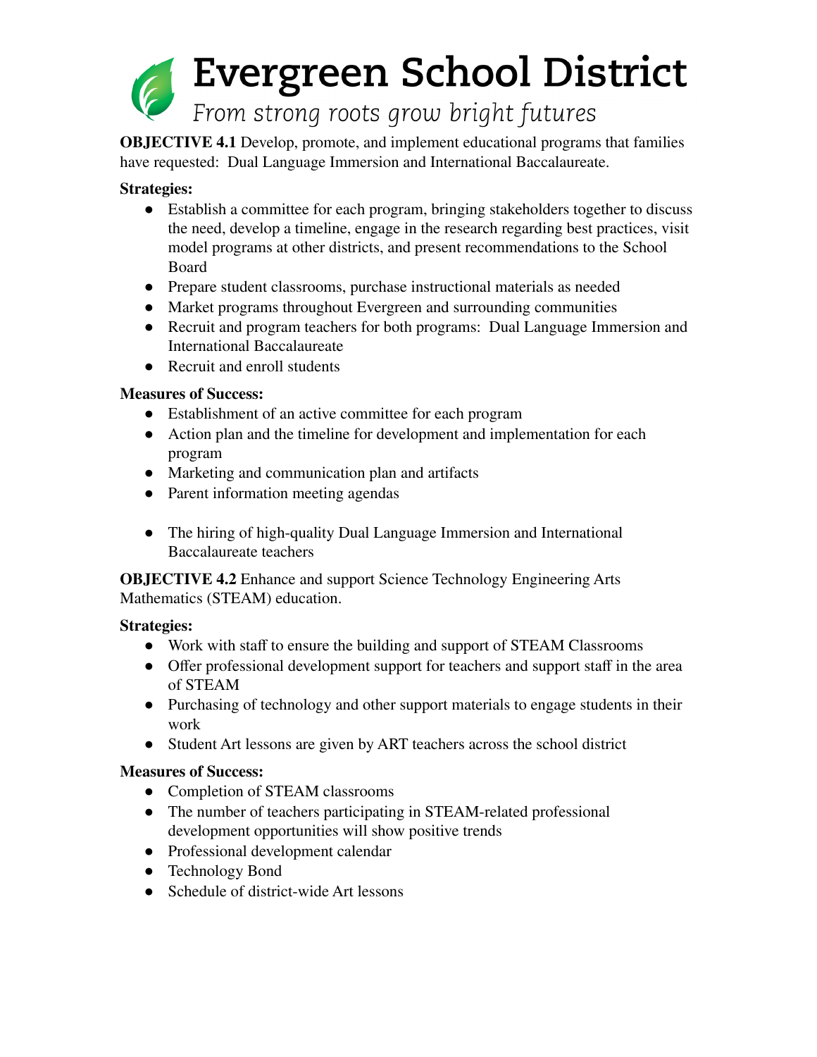# Evergreen School District

*From strong roots grow bright futures*

**OBJECTIVE 4.1** Develop, promote, and implement educational programs that families have requested: Dual Language Immersion and International Baccalaureate.

**Strategies:**

- Establish a committee for each program, bringing stakeholders together to discuss the need, develop a timeline, engage in the research regarding best practices, visit model programs at other districts, and present recommendations to the School Board
- Prepare student classrooms, purchase instructional materials as needed
- Market programs throughout Evergreen and surrounding communities
- Recruit and program teachers for both programs: Dual Language Immersion and International Baccalaureate
- Recruit and enroll students

**Measures of Success:**

- Establishment of an active committee for each program
- Action plan and the timeline for development and implementation for each program
- Marketing and communication plan and artifacts
- Parent information meeting agendas
- The hiring of high-quality Dual Language Immersion and International Baccalaureate teachers

**OBJECTIVE 4.2** Enhance and support Science Technology Engineering Arts Mathematics (STEAM) education.

**Strategies:**

- Work with staff to ensure the building and support of STEAM Classrooms
- Offer professional development support for teachers and support staff in the area of STEAM
- Purchasing of technology and other support materials to engage students in their work
- Student Art lessons are given by ART teachers across the school district

**Measures of Success:**

- Completion of STEAM classrooms
- The number of teachers participating in STEAM-related professional development opportunities will show positive trends
- Professional development calendar
- Technology Bond
- Schedule of district-wide Art lessons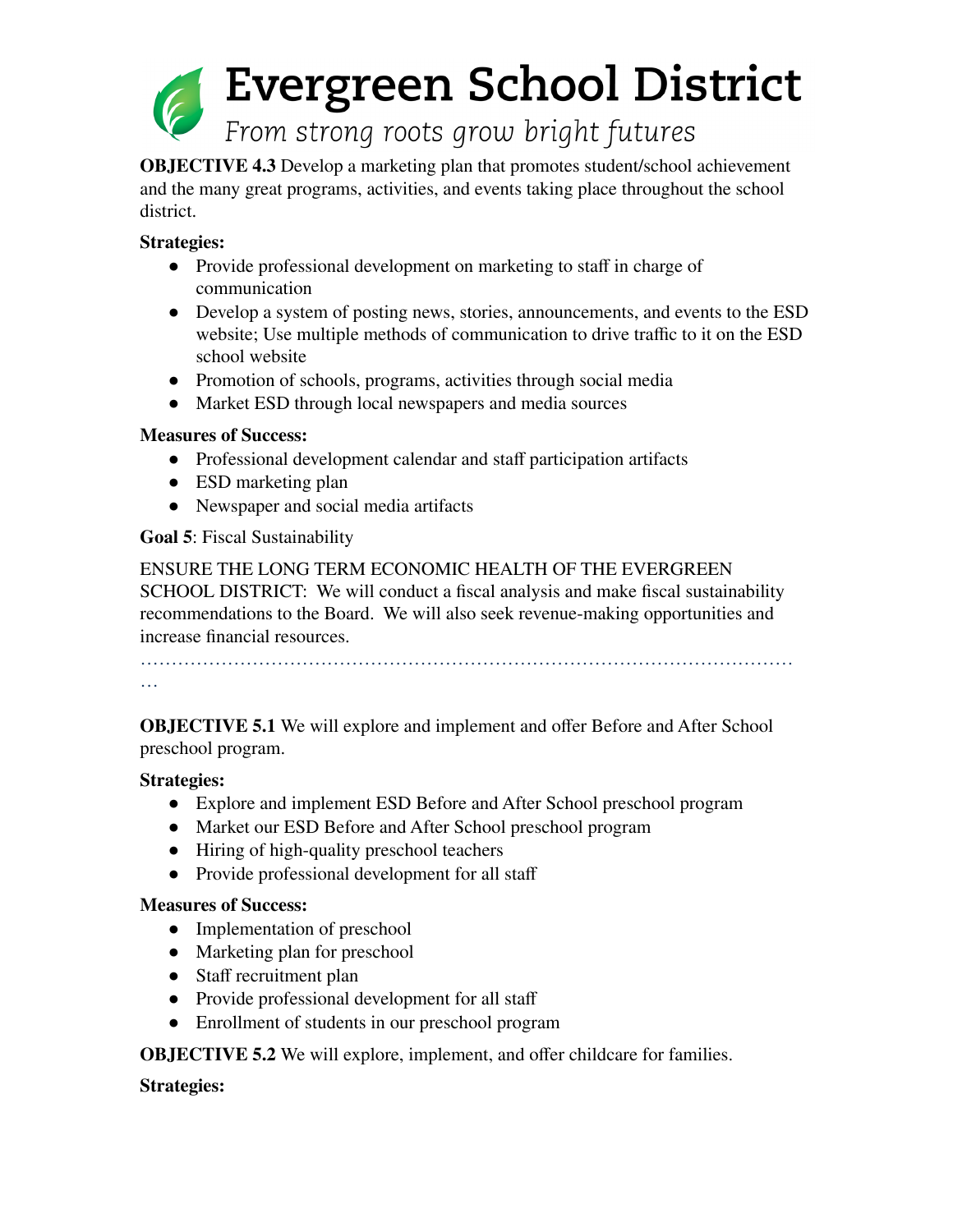**OBJECTIVE 4.3** Develop a marketing plan that promotes student/school achievement and the many great programs, activities, and events taking place throughout the school district.

**Strategies:**

- Provide professional development on marketing to staff in charge of communication
- Develop a system of posting news, stories, announcements, and events to the ESD website; Use multiple methods of communication to drive traffic to it on the ESD school website
- Promotion of schools, programs, activities through social media
- Market ESD through local newspapers and media sources

**Measures of Success:**

- Professional development calendar and staff participation artifacts
- ESD marketing plan
- Newspaper and social media artifacts

**Goal 5**: Fiscal Sustainability

ENSURE THE LONG TERM ECONOMIC HEALTH OF THE EVERGREEN SCHOOL DISTRICT: We will conduct a fiscal analysis and make fiscal sustainability recommendations to the Board. We will also seek revenue-making opportunities and increase financial resources.

…………………………………………………………………………………………………

**OBJECTIVE 5.1** We will explore and implement and offer Before and After School preschool program.

**Strategies:**

- Explore and implement ESD Before and After School preschool program
- Market our ESD Before and After School preschool program
- Hiring of high-quality preschool teachers
- Provide professional development for all staff

**Measures of Success:**

- Implementation of preschool
- Marketing plan for preschool
- Staff recruitment plan
- Provide professional development for all staff
- Enrollment of students in our preschool program

**OBJECTIVE 5.2** We will explore, implement, and offer childcare for families.

**Strategies:**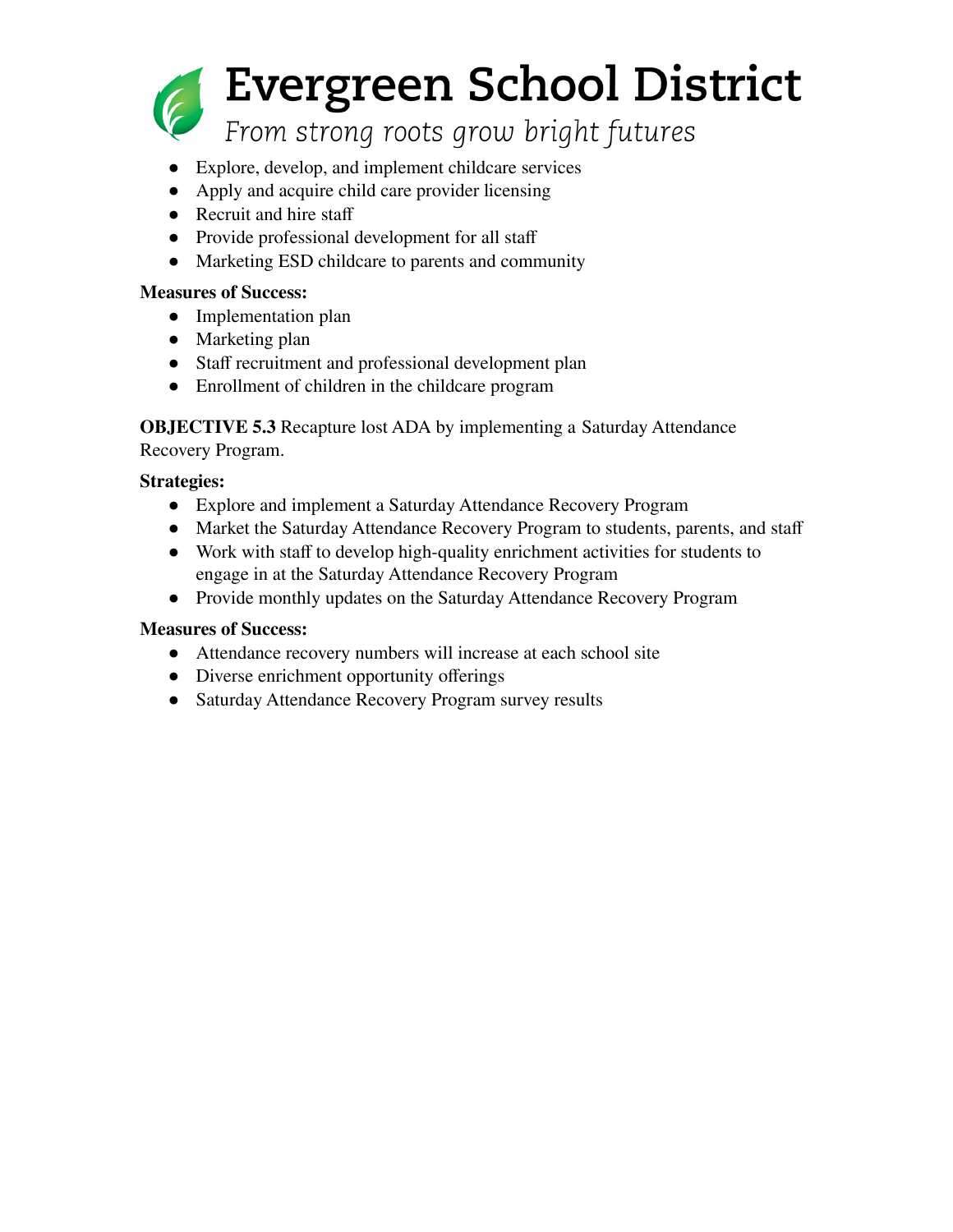- Explore, develop, and implement childcare services
- Apply and acquire child care provider licensing
- Recruit and hire staff
- Provide professional development for all staff
- Marketing ESD childcare to parents and community

**Measures of Success:**

- Implementation plan
- Marketing plan
- Staff recruitment and professional development plan
- Enrollment of children in the childcare program

**OBJECTIVE 5.3** Recapture lost ADA by implementing a Saturday Attendance Recovery Program.

**Strategies:**

- Explore and implement a Saturday Attendance Recovery Program
- Market the Saturday Attendance Recovery Program to students, parents, and staff
- Work with staff to develop high-quality enrichment activities for students to engage in at the Saturday Attendance Recovery Program
- Provide monthly updates on the Saturday Attendance Recovery Program

**Measures of Success:**

- Attendance recovery numbers will increase at each school site
- Diverse enrichment opportunity offerings
- Saturday Attendance Recovery Program survey results